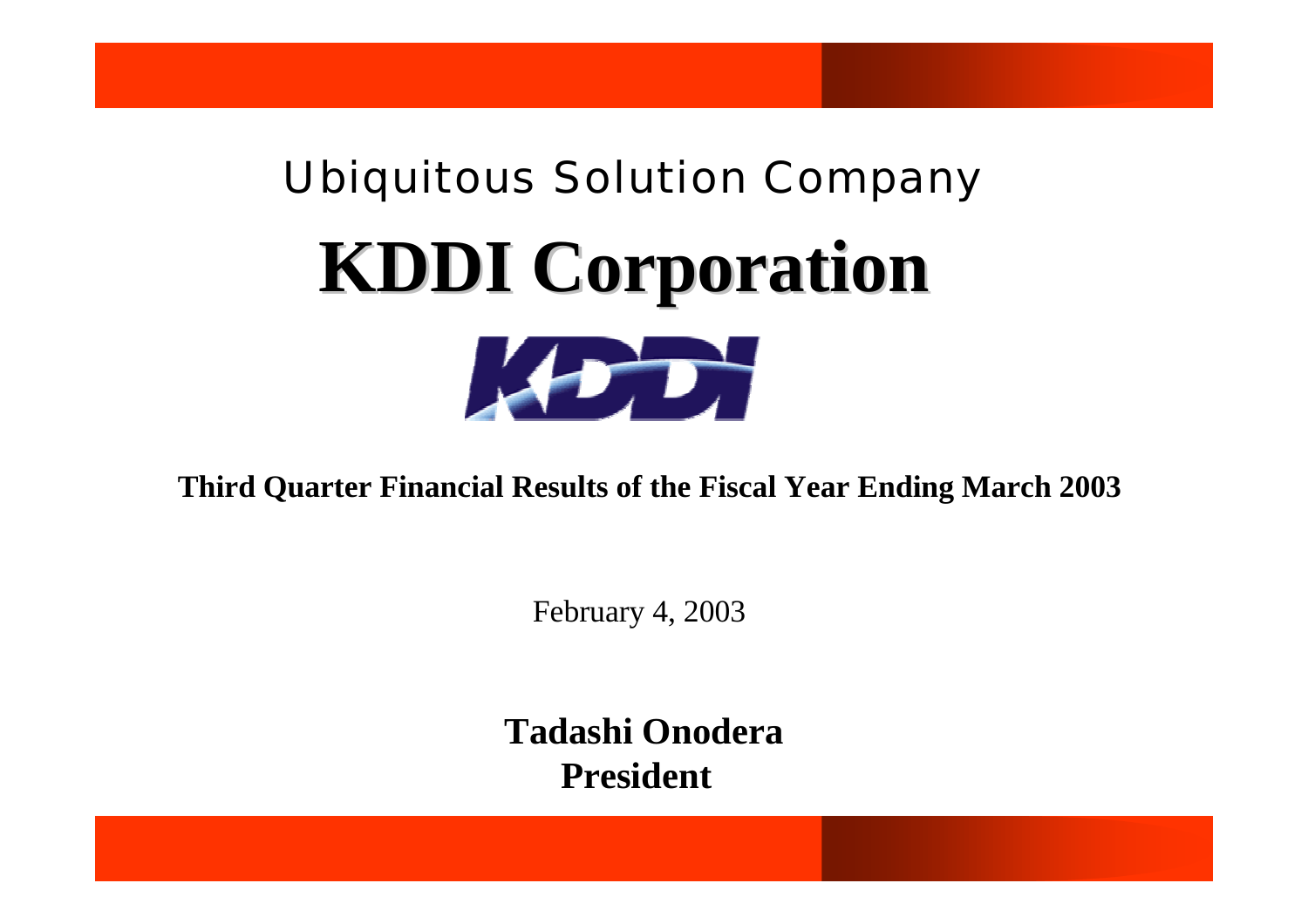Ubiquitous Solution Company

# KDDI Corporation

**Third Quarter Financial Results of the Fiscal Year Ending March 2003**

February 4, 2003

**Tadashi Onodera**
**President**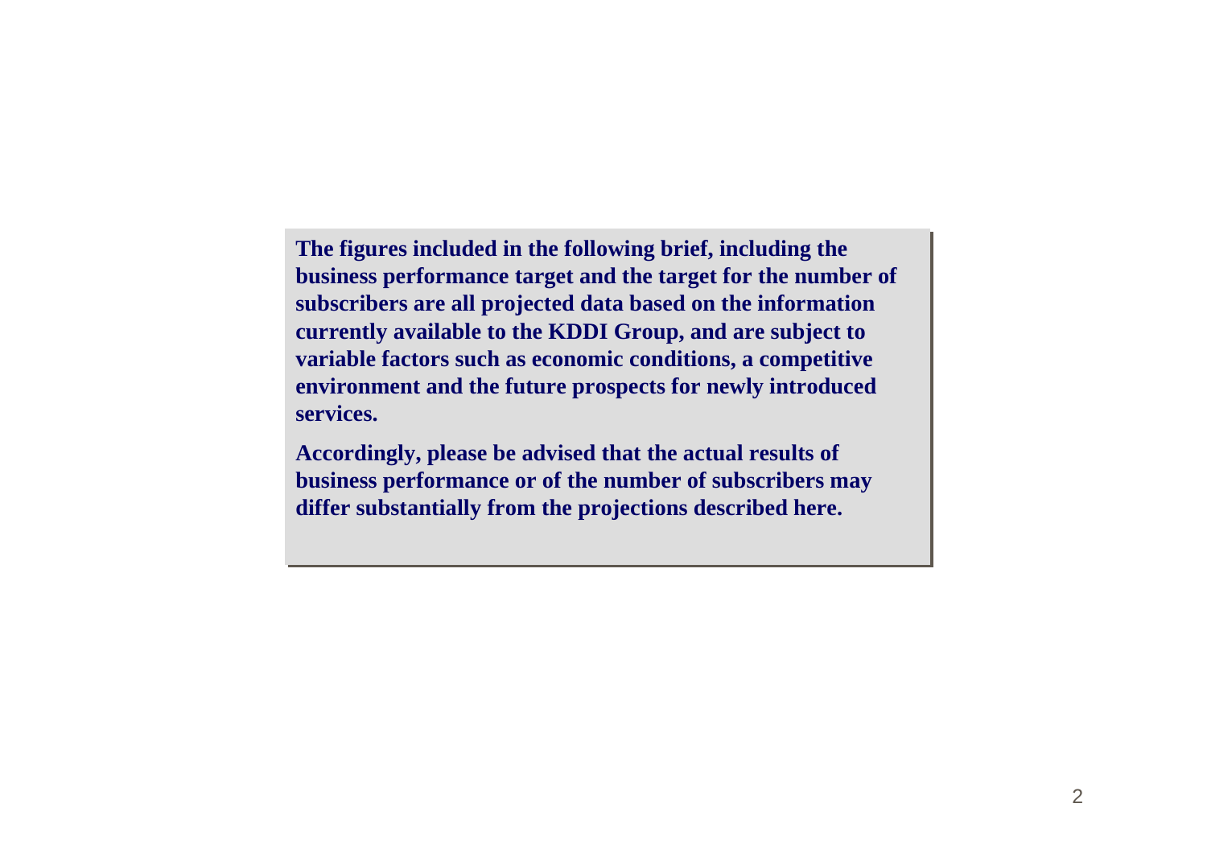**The figures included in the following brief, including the business performance target and the target for the number of subscribers are all projected data based on the information currently available to the KDDI Group, and are subject to variable factors such as economic conditions, a competitive environment and the future prospects for newly introduced services.**

**Accordingly, please be advised that the actual results of business performance or of the number of subscribers may differ substantially from the projections described here.**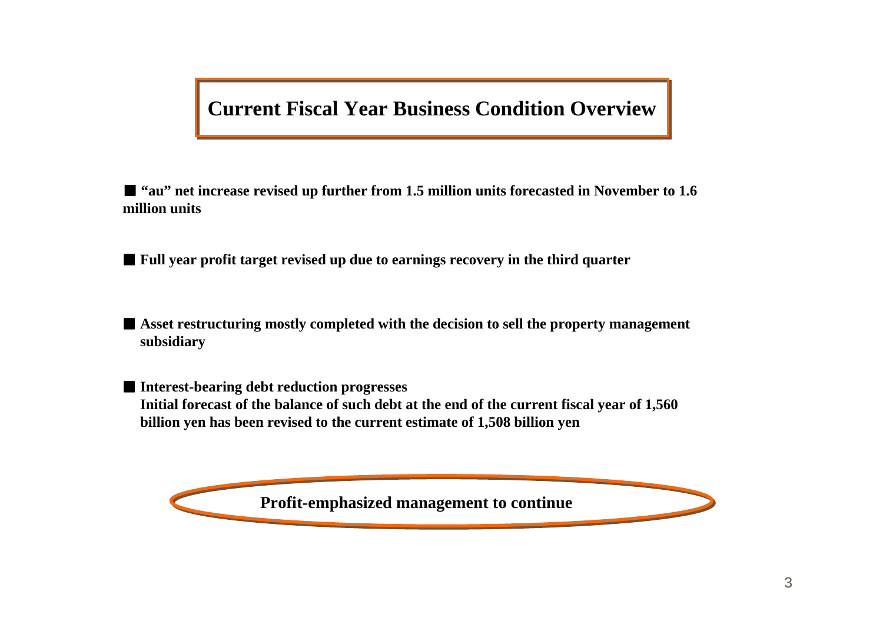# Current Fiscal Year Business Condition Overview

- **"au" net increase revised up further from 1.5 million units forecasted in November to 1.6 million units**

- **Full year profit target revised up due to earnings recovery in the third quarter**

- **Asset restructuring mostly completed with the decision to sell the property management subsidiary**

- **Interest-bearing debt reduction progresses**
  **Initial forecast of the balance of such debt at the end of the current fiscal year of 1,560 billion yen has been revised to the current estimate of 1,508 billion yen**

**Profit-emphasized management to continue**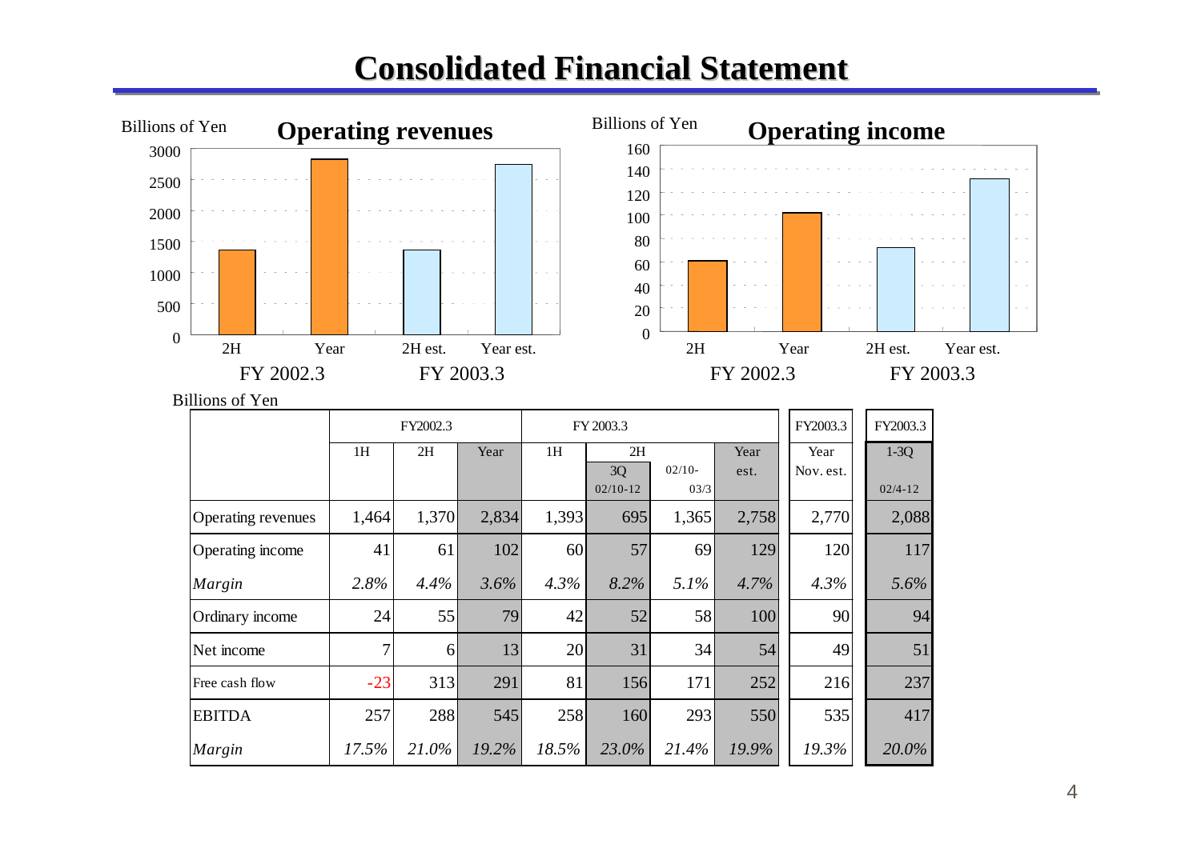# Consolidated Financial Statement

**Operating revenues** (Billions of Yen)

| | FY 2002.3 2H | FY 2002.3 Year | FY 2003.3 2H est. | FY 2003.3 Year est. |
|---|---|---|---|---|

**Operating income** (Billions of Yen)

| | FY 2002.3 2H | FY 2002.3 Year | FY 2003.3 2H est. | FY 2003.3 Year est. |
|---|---|---|---|---|

Billions of Yen

| | FY2002.3 | | | FY 2003.3 | | | | FY2003.3 | FY2003.3 |
|---|---|---|---|---|---|---|---|---|---|
| | 1H | 2H | Year | 1H | 2H | | Year | Year | 1-3Q |
| | | | | | 3Q 02/10-12 | 02/10-03/3 | est. | Nov. est. | 02/4-12 |
| Operating revenues | 1,464 | 1,370 | 2,834 | 1,393 | 695 | 1,365 | 2,758 | 2,770 | 2,088 |
| Operating income | 41 | 61 | 102 | 60 | 57 | 69 | 129 | 120 | 117 |
| *Margin* | *2.8%* | *4.4%* | *3.6%* | *4.3%* | *8.2%* | *5.1%* | *4.7%* | *4.3%* | *5.6%* |
| Ordinary income | 24 | 55 | 79 | 42 | 52 | 58 | 100 | 90 | 94 |
| Net income | 7 | 6 | 13 | 20 | 31 | 34 | 54 | 49 | 51 |
| Free cash flow | -23 | 313 | 291 | 81 | 156 | 171 | 252 | 216 | 237 |
| EBITDA | 257 | 288 | 545 | 258 | 160 | 293 | 550 | 535 | 417 |
| *Margin* | *17.5%* | *21.0%* | *19.2%* | *18.5%* | *23.0%* | *21.4%* | *19.9%* | *19.3%* | *20.0%* |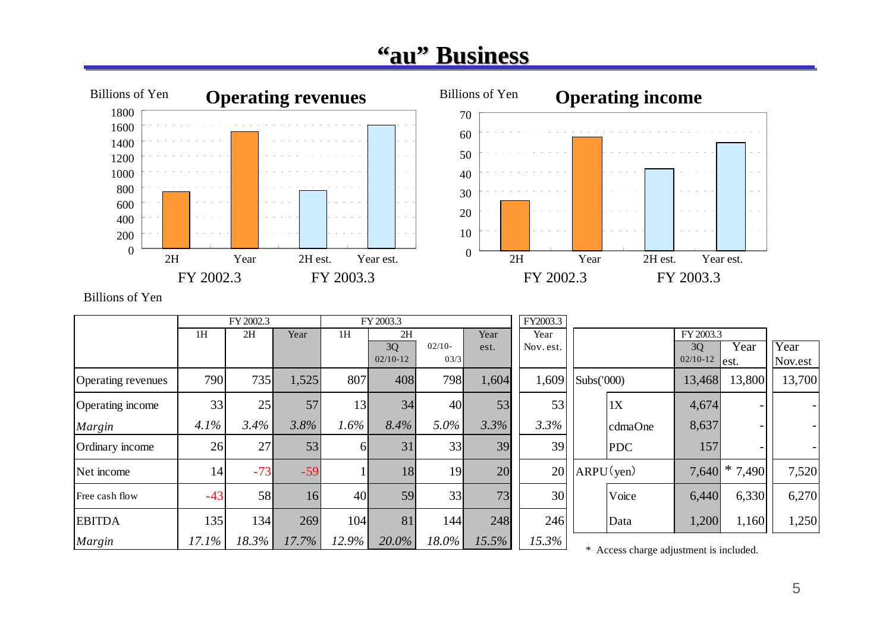# "au" Business

## Operating revenues

Billions of Yen

| | FY 2002.3 2H | FY 2002.3 Year | FY 2003.3 2H est. | FY 2003.3 Year est. |
|---|---|---|---|---|

## Operating income

Billions of Yen

| | FY 2002.3 2H | FY 2002.3 Year | FY 2003.3 2H est. | FY 2003.3 Year est. |
|---|---|---|---|---|

Billions of Yen

| | FY 2002.3 | | | FY 2003.3 | | | | FY2003.3 |
|---|---|---|---|---|---|---|---|---|
| | 1H | 2H | Year | 1H | 2H 3Q 02/10-12 | 2H 02/10-03/3 | Year est. | Year Nov. est. |
| Operating revenues | 790 | 735 | 1,525 | 807 | 408 | 798 | 1,604 | 1,609 |
| Operating income | 33 | 25 | 57 | 13 | 34 | 40 | 53 | 53 |
| *Margin* | *4.1%* | *3.4%* | *3.8%* | *1.6%* | *8.4%* | *5.0%* | *3.3%* | *3.3%* |
| Ordinary income | 26 | 27 | 53 | 6 | 31 | 33 | 39 | 39 |
| Net income | 14 | -73 | -59 | 1 | 18 | 19 | 20 | 20 |
| Free cash flow | -43 | 58 | 16 | 40 | 59 | 33 | 73 | 30 |
| EBITDA | 135 | 134 | 269 | 104 | 81 | 144 | 248 | 246 |
| *Margin* | *17.1%* | *18.3%* | *17.7%* | *12.9%* | *20.0%* | *18.0%* | *15.5%* | *15.3%* |

| | | FY 2003.3 | | |
|---|---|---|---|---|
| | | 3Q 02/10-12 | Year est. | Year Nov.est |
| Subs('000) | | 13,468 | 13,800 | 13,700 |
| | 1X | 4,674 | - | - |
| | cdmaOne | 8,637 | - | - |
| | PDC | 157 | - | - |
| ARPU（yen） | | 7,640 | * 7,490 | 7,520 |
| | Voice | 6,440 | 6,330 | 6,270 |
| | Data | 1,200 | 1,160 | 1,250 |

\* Access charge adjustment is included.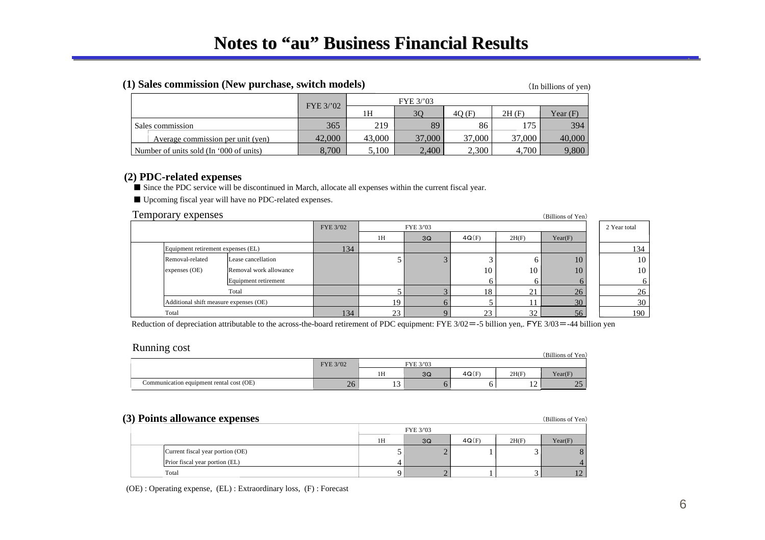# Notes to "au" Business Financial Results

## (1) Sales commission (New purchase, switch models)

(In billions of yen)

| | FYE 3/'02 | FYE 3/'03 | | | | |
|---|---|---|---|---|---|---|
| | | 1H | 3Q | 4Q (F) | 2H (F) | Year (F) |
| Sales commission | 365 | 219 | 89 | 86 | 175 | 394 |
| Average commission per unit (yen) | 42,000 | 43,000 | 37,000 | 37,000 | 37,000 | 40,000 |
| Number of units sold (In '000 of units) | 8,700 | 5,100 | 2,400 | 2,300 | 4,700 | 9,800 |

## (2) PDC-related expenses

- ■ Since the PDC service will be discontinued in March, allocate all expenses within the current fiscal year.
- ■ Upcoming fiscal year will have no PDC-related expenses.

### Temporary expenses

(Billions of Yen)

| | | FYE 3/'02 | FYE 3/'03 | | | | | 2 Year total |
|---|---|---|---|---|---|---|---|---|
| | | | 1H | 3Q | 4Q(F) | 2H(F) | Year(F) | |
| Equipment retirement expenses (EL) | | 134 | | | | | | 134 |
| Removal-related expenses (OE) | Lease cancellation | | 5 | 3 | 3 | 6 | 10 | 10 |
| | Removal work allowance | | | | 10 | 10 | 10 | 10 |
| | Equipment retirement | | | | 6 | 6 | 6 | 6 |
| | Total | | 5 | 3 | 18 | 21 | 26 | 26 |
| Additional shift measure expenses (OE) | | | 19 | 6 | 5 | 11 | 30 | 30 |
| Total | | 134 | 23 | 9 | 23 | 32 | 56 | 190 |

Reduction of depreciation attributable to the across-the-board retirement of PDC equipment: FYE 3/02＝-5 billion yen,. FYE 3/03＝-44 billion yen

### Running cost

(Billions of Yen)

| | FYE 3/'02 | FYE 3/'03 | | | | |
|---|---|---|---|---|---|---|
| | | 1H | 3Q | 4Q(F) | 2H(F) | Year(F) |
| Communication equipment rental cost (OE) | 26 | 13 | 6 | 6 | 12 | 25 |

## (3) Points allowance expenses

(Billions of Yen)

| | FYE 3/'03 | | | | |
|---|---|---|---|---|---|
| | 1H | 3Q | 4Q(F) | 2H(F) | Year(F) |
| Current fiscal year portion (OE) | 5 | 2 | 1 | 3 | 8 |
| Prior fiscal year portion (EL) | 4 | | | | 4 |
| Total | 9 | 2 | 1 | 3 | 12 |

(OE) : Operating expense, (EL) : Extraordinary loss, (F) : Forecast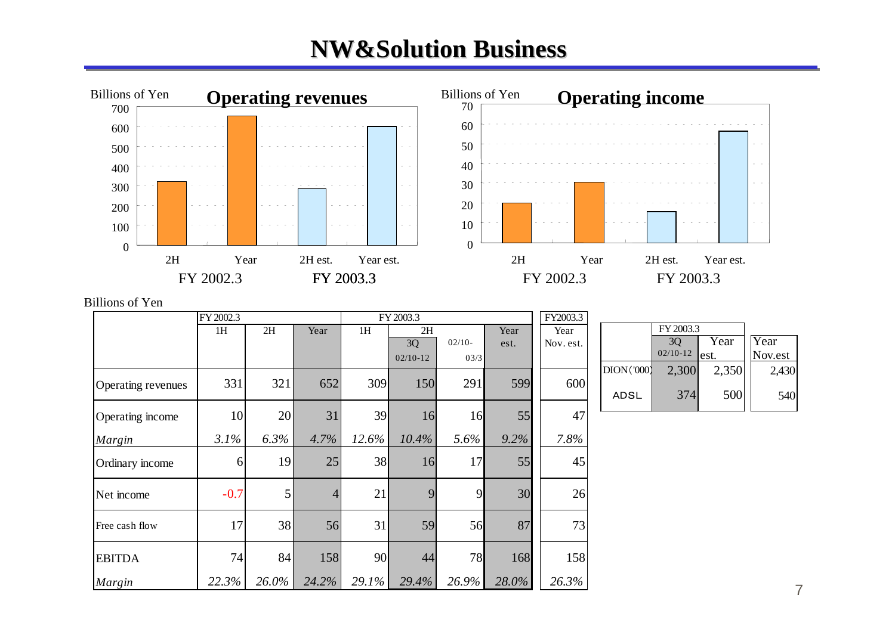# NW&Solution Business

**Operating revenues** (Billions of Yen)

| | FY 2002.3 2H | FY 2002.3 Year | FY 2003.3 2H est. | FY 2003.3 Year est. |
|---|---|---|---|---|

**Operating income** (Billions of Yen)

| | FY 2002.3 2H | FY 2002.3 Year | FY 2003.3 2H est. | FY 2003.3 Year est. |
|---|---|---|---|---|

Billions of Yen

| | FY 2002.3 | | | FY 2003.3 | | | | FY2003.3 |
|---|---|---|---|---|---|---|---|---|
| | 1H | 2H | Year | 1H | 2H 3Q 02/10-12 | 02/10-03/3 | Year est. | Year Nov. est. |
| Operating revenues | 331 | 321 | 652 | 309 | 150 | 291 | 599 | 600 |
| Operating income | 10 | 20 | 31 | 39 | 16 | 16 | 55 | 47 |
| *Margin* | *3.1%* | *6.3%* | *4.7%* | *12.6%* | *10.4%* | *5.6%* | *9.2%* | *7.8%* |
| Ordinary income | 6 | 19 | 25 | 38 | 16 | 17 | 55 | 45 |
| Net income | -0.7 | 5 | 4 | 21 | 9 | 9 | 30 | 26 |
| Free cash flow | 17 | 38 | 56 | 31 | 59 | 56 | 87 | 73 |
| EBITDA | 74 | 84 | 158 | 90 | 44 | 78 | 168 | 158 |
| *Margin* | *22.3%* | *26.0%* | *24.2%* | *29.1%* | *29.4%* | *26.9%* | *28.0%* | *26.3%* |

| | FY 2003.3 3Q 02/10-12 | FY 2003.3 Year est. | Year Nov.est |
|---|---|---|---|
| DION ('000) | 2,300 | 2,350 | 2,430 |
| ADSL | 374 | 500 | 540 |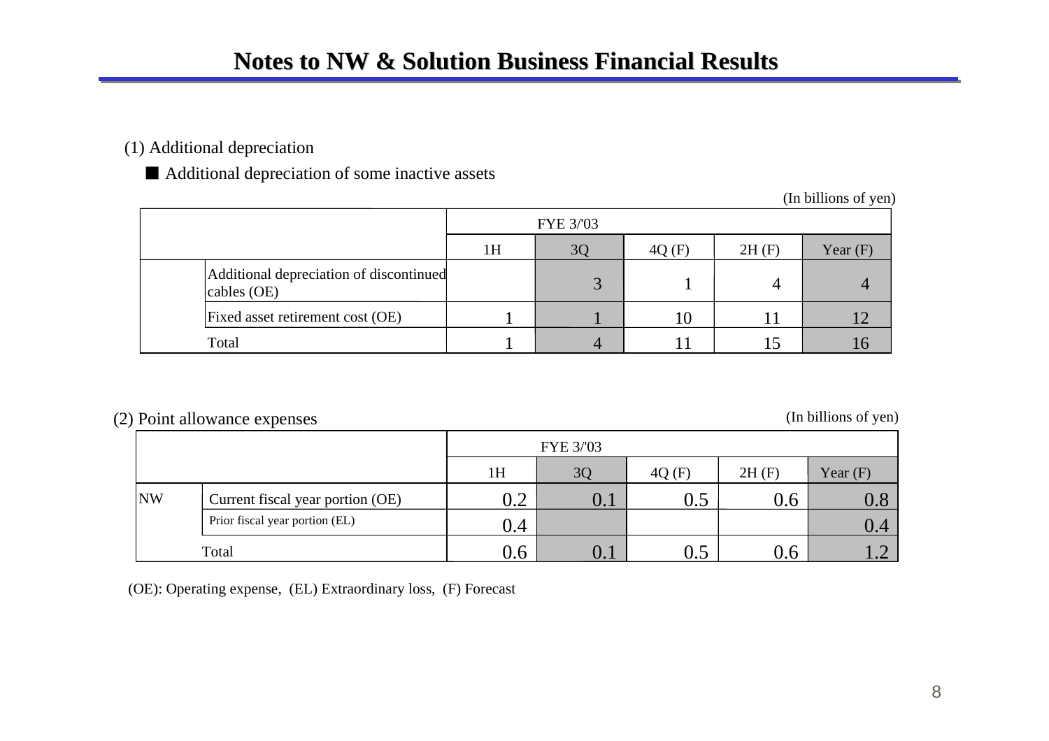# Notes to NW & Solution Business Financial Results

(1) Additional depreciation

■ Additional depreciation of some inactive assets

(In billions of yen)

| | | FYE 3/'03 | | | | |
|---|---|---|---|---|---|---|
| | | 1H | 3Q | 4Q (F) | 2H (F) | Year (F) |
| | Additional depreciation of discontinued cables (OE) | | 3 | 1 | 4 | 4 |
| | Fixed asset retirement cost (OE) | 1 | 1 | 10 | 11 | 12 |
| | Total | 1 | 4 | 11 | 15 | 16 |

(2) Point allowance expenses

(In billions of yen)

| | | FYE 3/'03 | | | | |
|---|---|---|---|---|---|---|
| | | 1H | 3Q | 4Q (F) | 2H (F) | Year (F) |
| NW | Current fiscal year portion (OE) | 0.2 | 0.1 | 0.5 | 0.6 | 0.8 |
| | Prior fiscal year portion (EL) | 0.4 | | | | 0.4 |
| | Total | 0.6 | 0.1 | 0.5 | 0.6 | 1.2 |

(OE): Operating expense, (EL) Extraordinary loss, (F) Forecast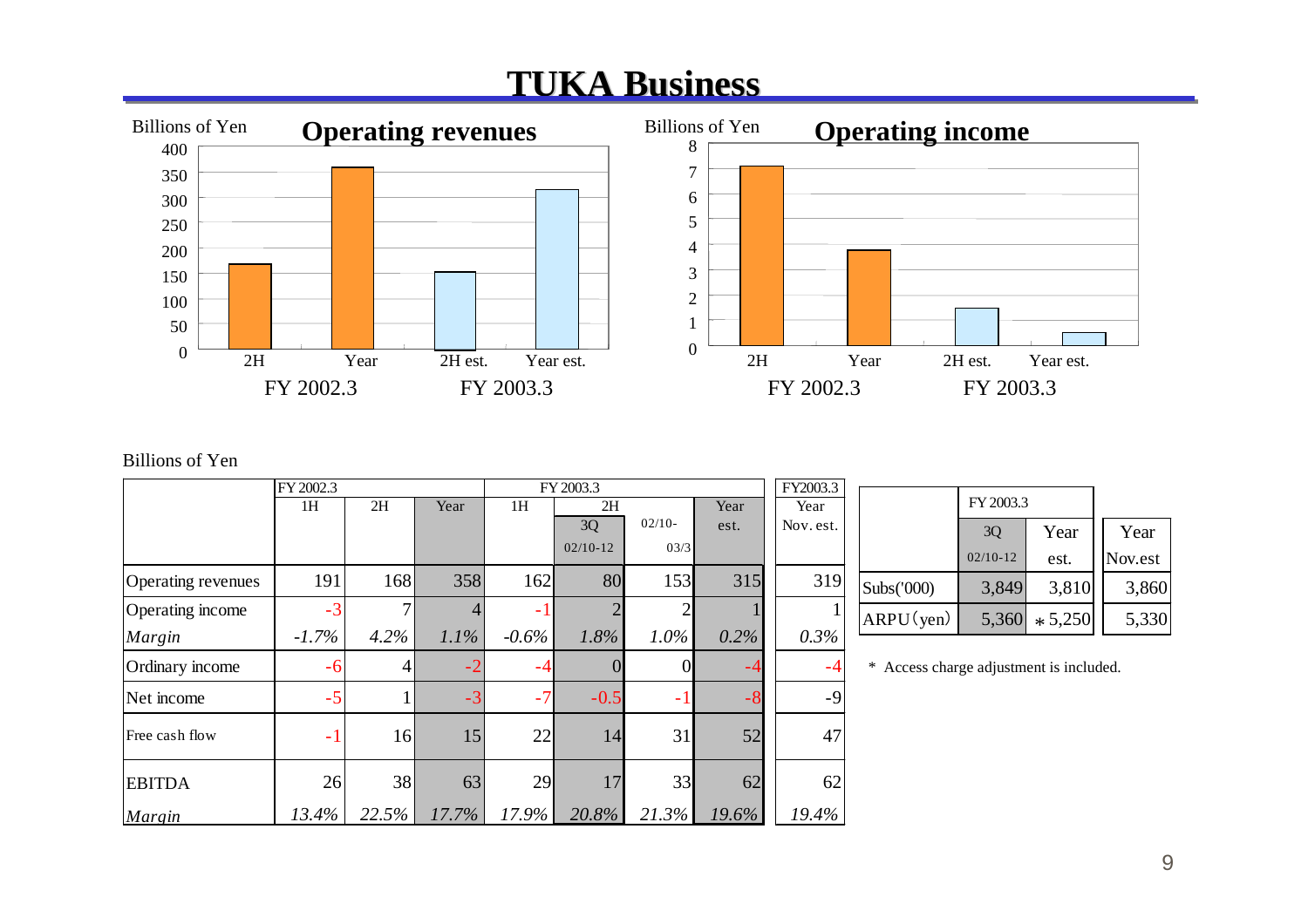# TUKA Business

Billions of Yen

**Operating revenues**

| | FY 2002.3 2H | FY 2002.3 Year | FY 2003.3 2H est. | FY 2003.3 Year est. |
|---|---|---|---|---|

Billions of Yen

**Operating income**

| | FY 2002.3 2H | FY 2002.3 Year | FY 2003.3 2H est. | FY 2003.3 Year est. |
|---|---|---|---|---|

Billions of Yen

| | FY 2002.3 | | | FY 2003.3 | | | | FY2003.3 |
|---|---|---|---|---|---|---|---|---|
| | 1H | 2H | Year | 1H | 2H | | Year | Year |
| | | | | | 3Q 02/10-12 | 02/10-03/3 | est. | Nov. est. |
| Operating revenues | 191 | 168 | 358 | 162 | 80 | 153 | 315 | 319 |
| Operating income | -3 | 7 | 4 | -1 | 2 | 2 | 1 | 1 |
| *Margin* | *-1.7%* | *4.2%* | *1.1%* | *-0.6%* | *1.8%* | *1.0%* | *0.2%* | *0.3%* |
| Ordinary income | -6 | 4 | -2 | -4 | 0 | 0 | -4 | -4 |
| Net income | -5 | 1 | -3 | -7 | -0.5 | -1 | -8 | -9 |
| Free cash flow | -1 | 16 | 15 | 22 | 14 | 31 | 52 | 47 |
| EBITDA | 26 | 38 | 63 | 29 | 17 | 33 | 62 | 62 |
| *Margin* | *13.4%* | *22.5%* | *17.7%* | *17.9%* | *20.8%* | *21.3%* | *19.6%* | *19.4%* |

| | FY 2003.3 | | |
|---|---|---|---|
| | 3Q 02/10-12 | Year est. | Year Nov.est |
| Subs('000) | 3,849 | 3,810 | 3,860 |
| ARPU(yen) | 5,360 | * 5,250 | 5,330 |

\* Access charge adjustment is included.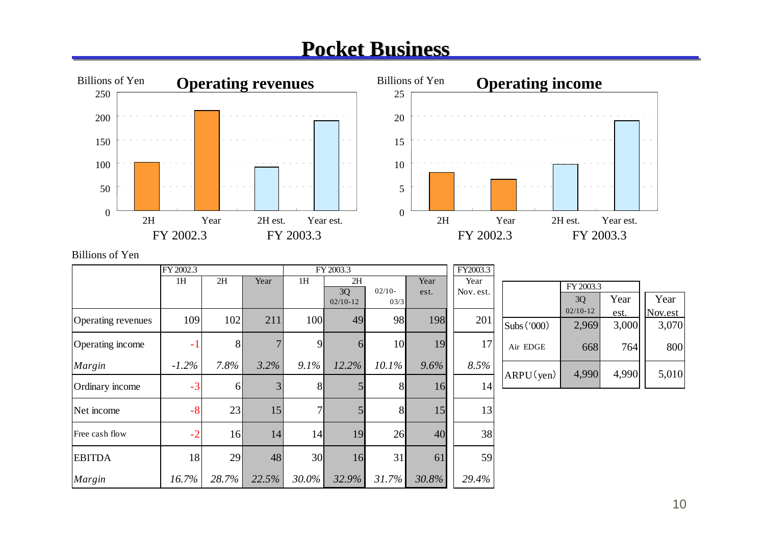# Pocket Business

**Operating revenues**

Billions of Yen

| | 2H (FY 2002.3) | Year (FY 2002.3) | 2H est. (FY 2003.3) | Year est. (FY 2003.3) |
|---|---|---|---|---|

**Operating income**

Billions of Yen

| | 2H (FY 2002.3) | Year (FY 2002.3) | 2H est. (FY 2003.3) | Year est. (FY 2003.3) |
|---|---|---|---|---|

Billions of Yen

| | FY 2002.3 | | | FY 2003.3 | | | | FY2003.3 |
|---|---|---|---|---|---|---|---|---|
| | 1H | 2H | Year | 1H | 2H | | Year est. | Year Nov. est. |
| | | | | | 3Q 02/10-12 | 02/10-03/3 | | |
| Operating revenues | 109 | 102 | 211 | 100 | 49 | 98 | 198 | 201 |
| Operating income | -1 | 8 | 7 | 9 | 6 | 10 | 19 | 17 |
| *Margin* | *-1.2%* | *7.8%* | *3.2%* | *9.1%* | *12.2%* | *10.1%* | *9.6%* | *8.5%* |
| Ordinary income | -3 | 6 | 3 | 8 | 5 | 8 | 16 | 14 |
| Net income | -8 | 23 | 15 | 7 | 5 | 8 | 15 | 13 |
| Free cash flow | -2 | 16 | 14 | 14 | 19 | 26 | 40 | 38 |
| EBITDA | 18 | 29 | 48 | 30 | 16 | 31 | 61 | 59 |
| *Margin* | *16.7%* | *28.7%* | *22.5%* | *30.0%* | *32.9%* | *31.7%* | *30.8%* | *29.4%* |

| | FY 2003.3 | | |
|---|---|---|---|
| | 3Q 02/10-12 | Year est. | Year Nov.est |
| Subs ('000) | 2,969 | 3,000 | 3,070 |
| Air EDGE | 668 | 764 | 800 |
| ARPU (yen) | 4,990 | 4,990 | 5,010 |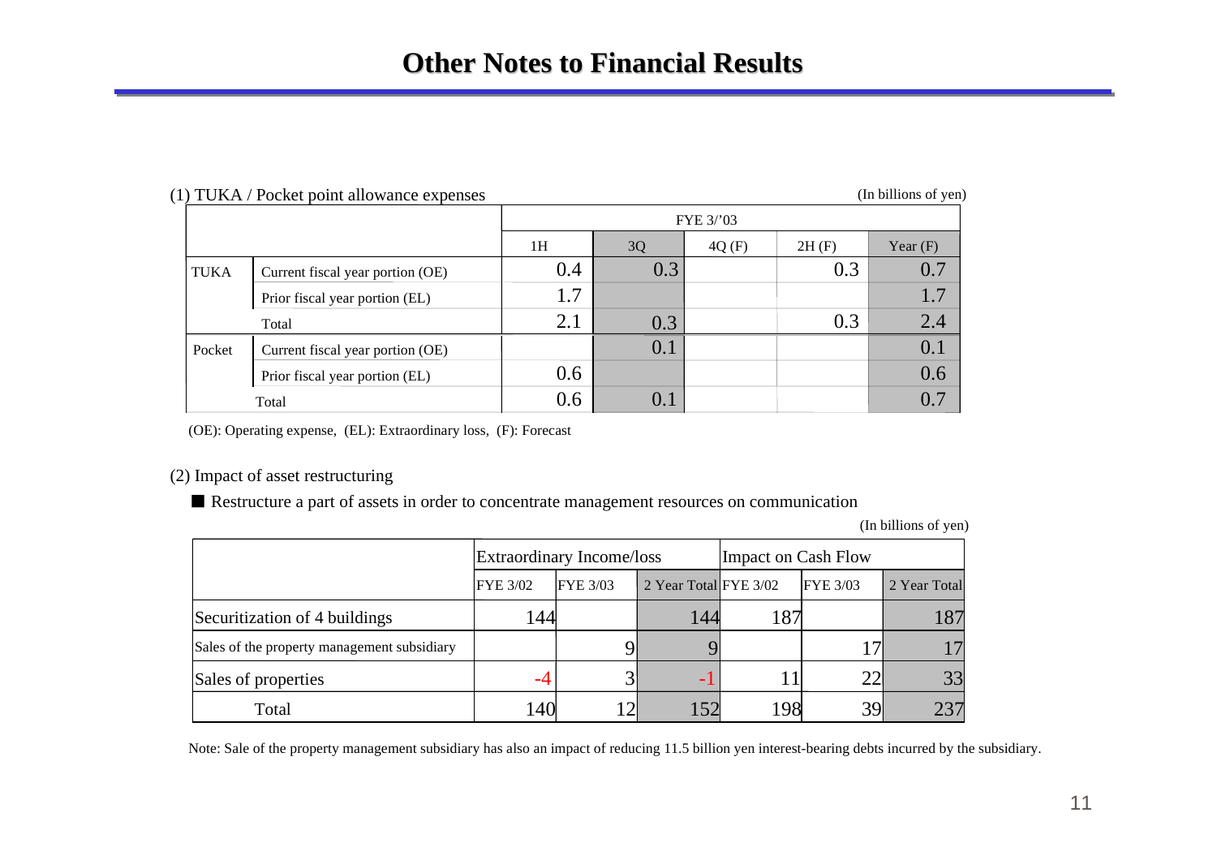# Other Notes to Financial Results

(1) TUKA / Pocket point allowance expenses

(In billions of yen)

| | | FYE 3/'03 | | | | |
|---|---|---|---|---|---|---|
| | | 1H | 3Q | 4Q (F) | 2H (F) | Year (F) |
| TUKA | Current fiscal year portion (OE) | 0.4 | 0.3 | | 0.3 | 0.7 |
| | Prior fiscal year portion (EL) | 1.7 | | | | 1.7 |
| | Total | 2.1 | 0.3 | | 0.3 | 2.4 |
| Pocket | Current fiscal year portion (OE) | | 0.1 | | | 0.1 |
| | Prior fiscal year portion (EL) | 0.6 | | | | 0.6 |
| | Total | 0.6 | 0.1 | | | 0.7 |

(OE): Operating expense, (EL): Extraordinary loss, (F): Forecast

(2) Impact of asset restructuring

■ Restructure a part of assets in order to concentrate management resources on communication

(In billions of yen)

| | Extraordinary Income/loss | | | Impact on Cash Flow | | |
|---|---|---|---|---|---|---|
| | FYE 3/02 | FYE 3/03 | 2 Year Total | FYE 3/02 | FYE 3/03 | 2 Year Total |
| Securitization of 4 buildings | 144 | | 144 | 187 | | 187 |
| Sales of the property management subsidiary | | 9 | 9 | | 17 | 17 |
| Sales of properties | -4 | 3 | -1 | 11 | 22 | 33 |
| Total | 140 | 12 | 152 | 198 | 39 | 237 |

Note: Sale of the property management subsidiary has also an impact of reducing 11.5 billion yen interest-bearing debts incurred by the subsidiary.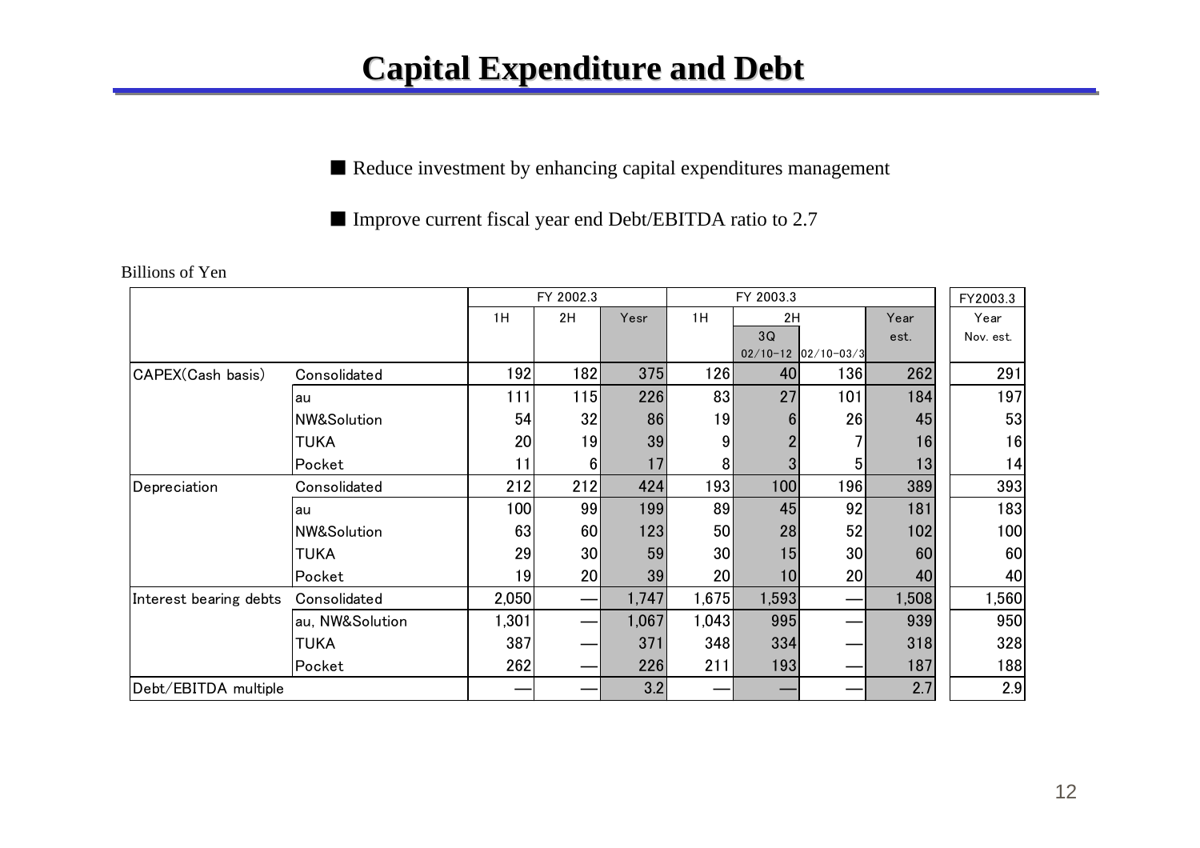# Capital Expenditure and Debt

■ Reduce investment by enhancing capital expenditures management

■ Improve current fiscal year end Debt/EBITDA ratio to 2.7

Billions of Yen

| | | FY 2002.3 | | | FY 2003.3 | | | | FY2003.3 |
|---|---|---|---|---|---|---|---|---|---|
| | | 1H | 2H | Yesr | 1H | 2H | | Year | Year |
| | | | | | | 3Q 02/10-12 | 02/10-03/3 | est. | Nov. est. |
| CAPEX(Cash basis) | Consolidated | 192 | 182 | 375 | 126 | 40 | 136 | 262 | 291 |
| | au | 111 | 115 | 226 | 83 | 27 | 101 | 184 | 197 |
| | NW&Solution | 54 | 32 | 86 | 19 | 6 | 26 | 45 | 53 |
| | TUKA | 20 | 19 | 39 | 9 | 2 | 7 | 16 | 16 |
| | Pocket | 11 | 6 | 17 | 8 | 3 | 5 | 13 | 14 |
| Depreciation | Consolidated | 212 | 212 | 424 | 193 | 100 | 196 | 389 | 393 |
| | au | 100 | 99 | 199 | 89 | 45 | 92 | 181 | 183 |
| | NW&Solution | 63 | 60 | 123 | 50 | 28 | 52 | 102 | 100 |
| | TUKA | 29 | 30 | 59 | 30 | 15 | 30 | 60 | 60 |
| | Pocket | 19 | 20 | 39 | 20 | 10 | 20 | 40 | 40 |
| Interest bearing debts | Consolidated | 2,050 | — | 1,747 | 1,675 | 1,593 | — | 1,508 | 1,560 |
| | au, NW&Solution | 1,301 | — | 1,067 | 1,043 | 995 | — | 939 | 950 |
| | TUKA | 387 | — | 371 | 348 | 334 | — | 318 | 328 |
| | Pocket | 262 | — | 226 | 211 | 193 | — | 187 | 188 |
| Debt/EBITDA multiple | | — | — | 3.2 | — | — | — | 2.7 | 2.9 |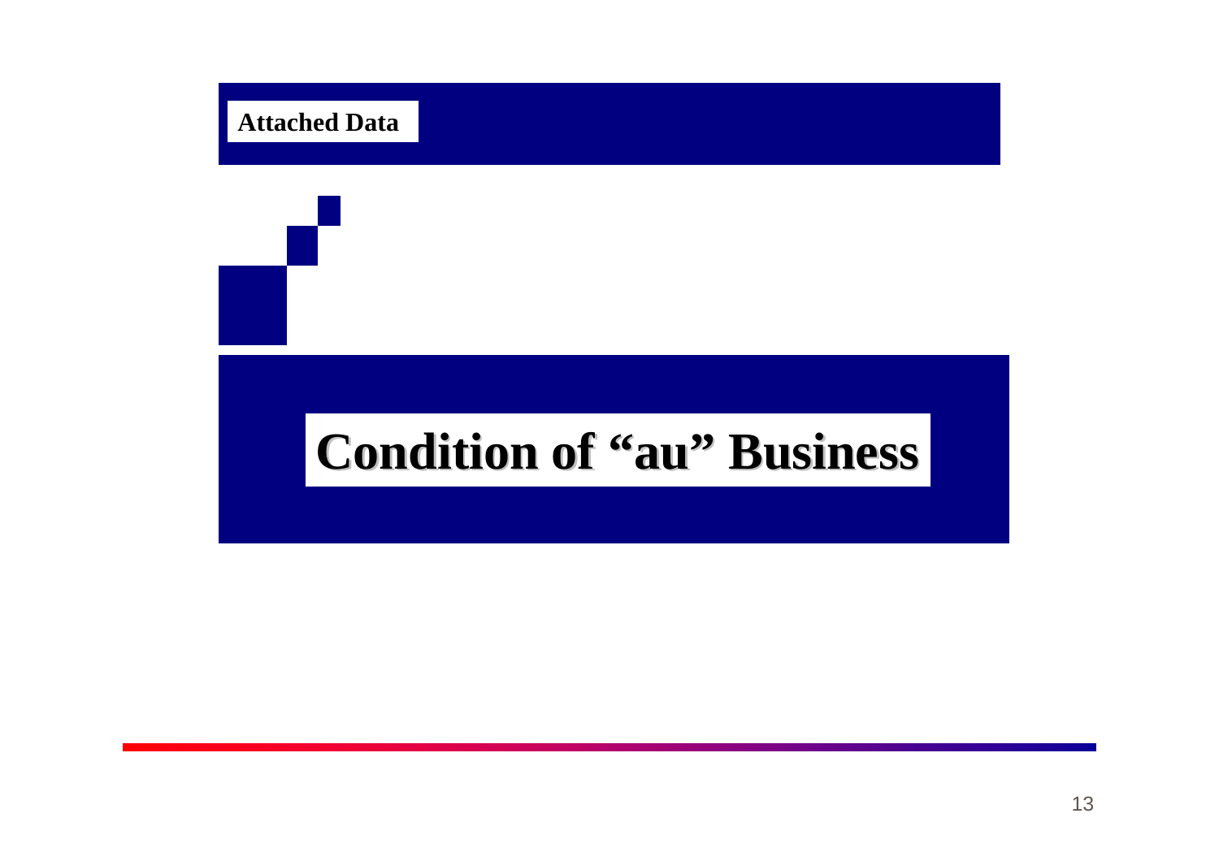**Attached Data**

# Condition of “au” Business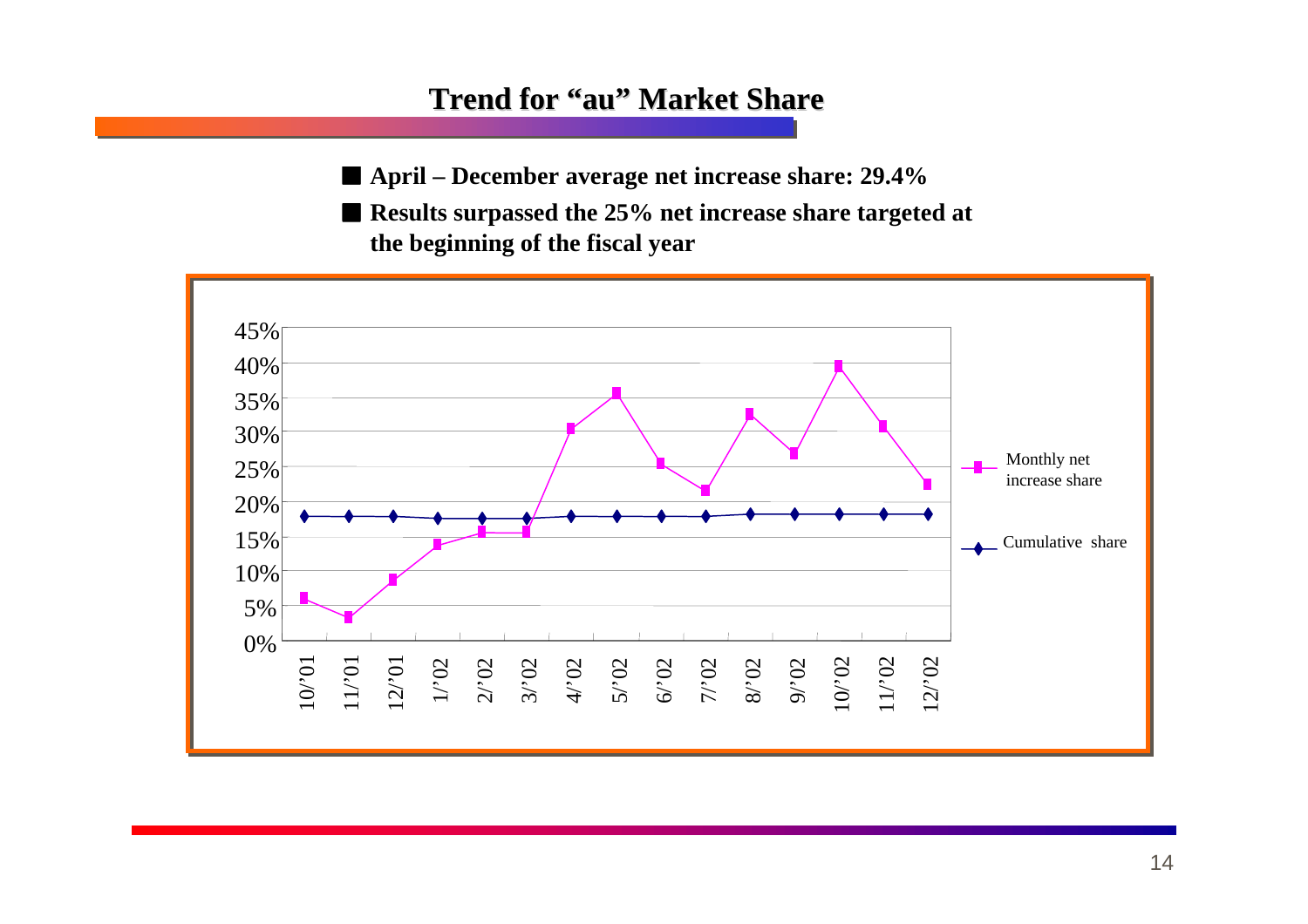# Trend for "au" Market Share

- **April – December average net increase share: 29.4%**
- **Results surpassed the 25% net increase share targeted at the beginning of the fiscal year**

45%
40%
35%
30%
25%
20%
15%
10%
5%
0%

10/'01 11/'01 12/'01 1/'02 2/'02 3/'02 4/'02 5/'02 6/'02 7/'02 8/'02 9/'02 10/'02 11/'02 12/'02

Monthly net increase share

Cumulative share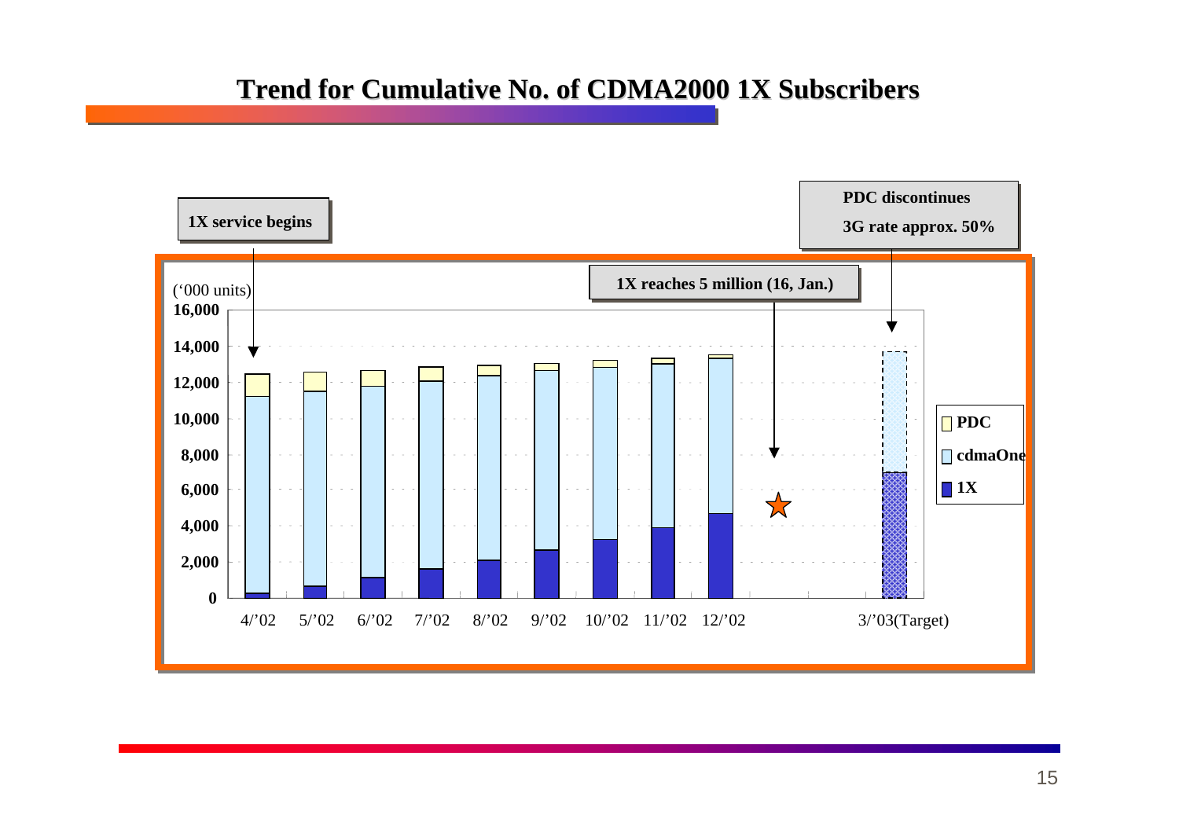# Trend for Cumulative No. of CDMA2000 1X Subscribers

1X service begins

PDC discontinues

3G rate approx. 50%

1X reaches 5 million (16, Jan.)

('000 units)

16,000
14,000
12,000
10,000
8,000
6,000
4,000
2,000
0

4/'02 5/'02 6/'02 7/'02 8/'02 9/'02 10/'02 11/'02 12/'02 3/'03(Target)

PDC
cdmaOne
1X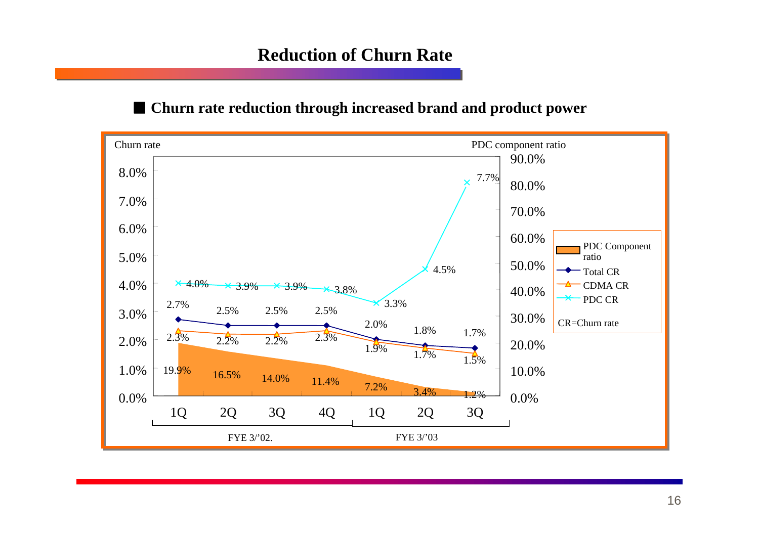# Reduction of Churn Rate

■ **Churn rate reduction through increased brand and product power**

| | FYE 3/'02. 1Q | 2Q | 3Q | 4Q | FYE 3/'03 1Q | 2Q | 3Q |
|---|---|---|---|---|---|---|---|
| PDC Component ratio | 19.9% | 16.5% | 14.0% | 11.4% | 7.2% | 3.4% | 1.2% |
| Total CR | 2.7% | 2.5% | 2.5% | 2.5% | 2.0% | 1.8% | 1.7% |
| CDMA CR | 2.3% | 2.2% | 2.2% | 2.3% | 1.9% | 1.7% | 1.5% |
| PDC CR | 4.0% | 3.9% | 3.9% | 3.8% | 3.3% | 4.5% | 7.7% |

CR=Churn rate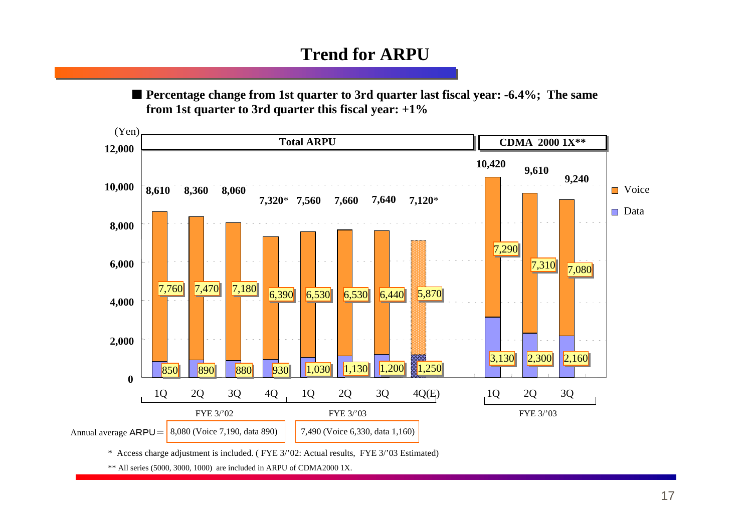# Trend for ARPU

■ **Percentage change from 1st quarter to 3rd quarter last fiscal year: -6.4%; The same from 1st quarter to 3rd quarter this fiscal year: +1%**

(Yen)

**Total ARPU**

| | FYE 3/'02 1Q | FYE 3/'02 2Q | FYE 3/'02 3Q | FYE 3/'02 4Q | FYE 3/'03 1Q | FYE 3/'03 2Q | FYE 3/'03 3Q | FYE 3/'03 4Q(E) |
|---|---|---|---|---|---|---|---|---|
| Total | 8,610 | 8,360 | 8,060 | 7,320* | 7,560 | 7,660 | 7,640 | 7,120* |
| Voice | 7,760 | 7,470 | 7,180 | 6,390 | 6,530 | 6,530 | 6,440 | 5,870 |
| Data | 850 | 890 | 880 | 930 | 1,030 | 1,130 | 1,200 | 1,250 |

**CDMA 2000 1X****

| | FYE 3/'03 1Q | FYE 3/'03 2Q | FYE 3/'03 3Q |
|---|---|---|---|
| Total | 10,420 | 9,610 | 9,240 |
| Voice | 7,290 | 7,310 | 7,080 |
| Data | 3,130 | 2,300 | 2,160 |

Annual average ARPU＝

- FYE 3/'02: 8,080 (Voice 7,190, data 890)
- FYE 3/'03: 7,490 (Voice 6,330, data 1,160)

\* Access charge adjustment is included. ( FYE 3/'02: Actual results, FYE 3/'03 Estimated)

** All series (5000, 3000, 1000) are included in ARPU of CDMA2000 1X.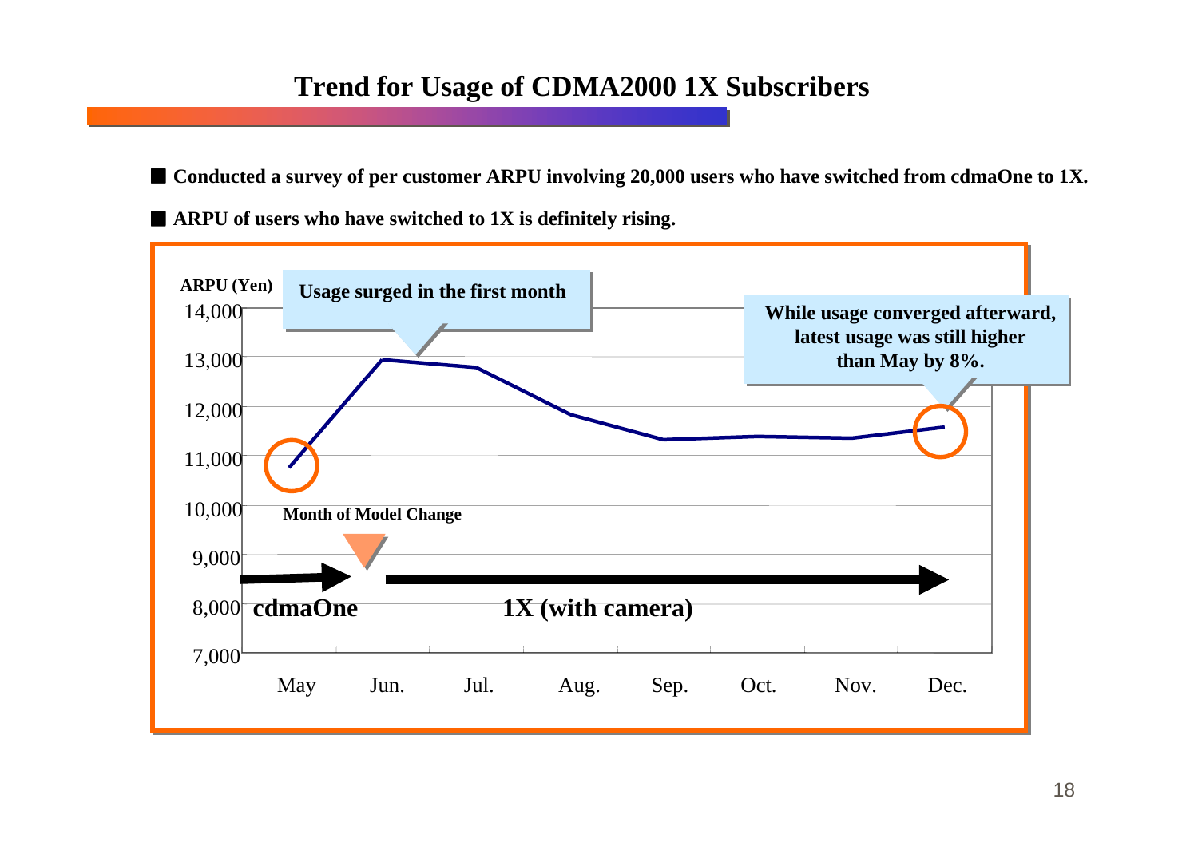# Trend for Usage of CDMA2000 1X Subscribers

- **Conducted a survey of per customer ARPU involving 20,000 users who have switched from cdmaOne to 1X.**
- **ARPU of users who have switched to 1X is definitely rising.**

**ARPU (Yen)**

**Usage surged in the first month**

**While usage converged afterward, latest usage was still higher than May by 8%.**

**Month of Model Change**

**cdmaOne**

**1X (with camera)**

14,000
13,000
12,000
11,000
10,000
9,000
8,000
7,000

May Jun. Jul. Aug. Sep. Oct. Nov. Dec.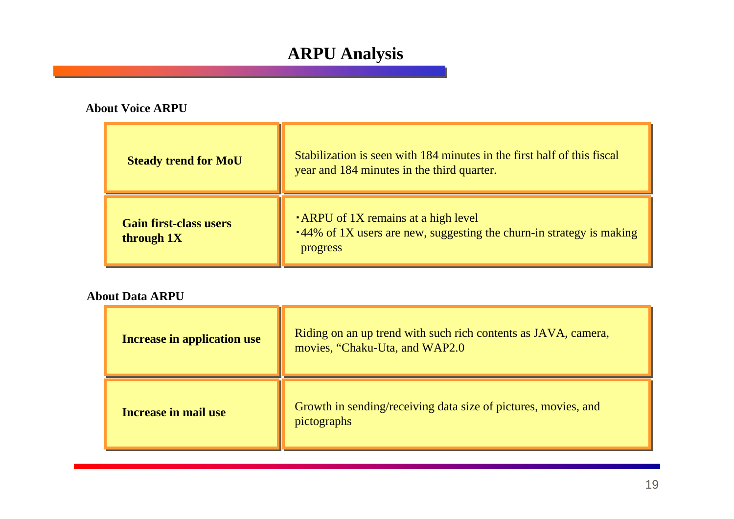# ARPU Analysis

### About Voice ARPU

| | |
|---|---|
| **Steady trend for MoU** | Stabilization is seen with 184 minutes in the first half of this fiscal year and 184 minutes in the third quarter. |
| **Gain first-class users through 1X** | ・ARPU of 1X remains at a high level<br>・44% of 1X users are new, suggesting the churn-in strategy is making progress |

### About Data ARPU

| | |
|---|---|
| **Increase in application use** | Riding on an up trend with such rich contents as JAVA, camera, movies, "Chaku-Uta, and WAP2.0 |
| **Increase in mail use** | Growth in sending/receiving data size of pictures, movies, and pictographs |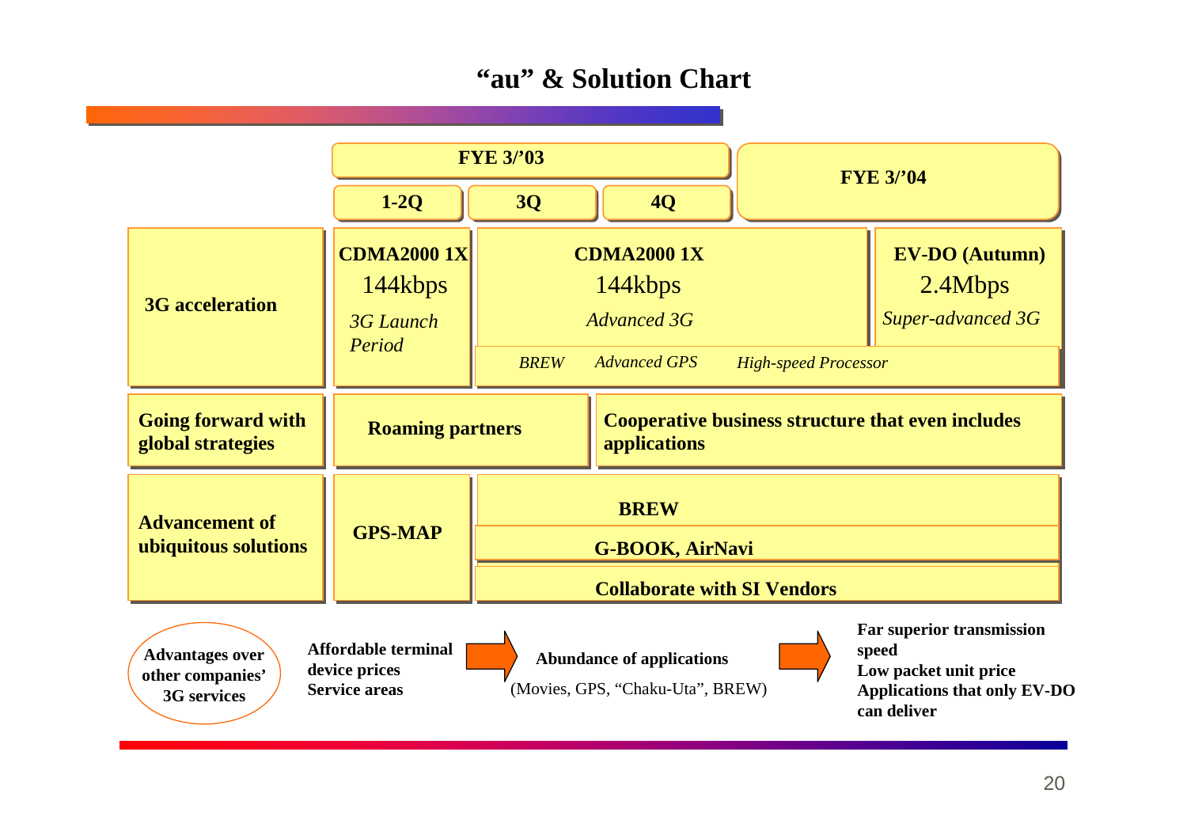# "au" & Solution Chart

| | FYE 3/'03 | | | FYE 3/'04 |
|---|---|---|---|---|
| | 1-2Q | 3Q | 4Q | |
| 3G acceleration | **CDMA2000 1X** 144kbps *3G Launch Period* | **CDMA2000 1X** 144kbps *Advanced 3G* | | **EV-DO (Autumn)** 2.4Mbps *Super-advanced 3G* |
| | | *BREW* *Advanced GPS* *High-speed Processor* | | |
| Going forward with global strategies | Roaming partners | | Cooperative business structure that even includes applications | |
| Advancement of ubiquitous solutions | GPS-MAP | BREW | | |
| | | G-BOOK, AirNavi | | |
| | | Collaborate with SI Vendors | | |

**Advantages over other companies' 3G services**

**Affordable terminal device prices**
**Service areas**

→

**Abundance of applications**
(Movies, GPS, "Chaku-Uta", BREW)

→

**Far superior transmission speed**
**Low packet unit price**
**Applications that only EV-DO can deliver**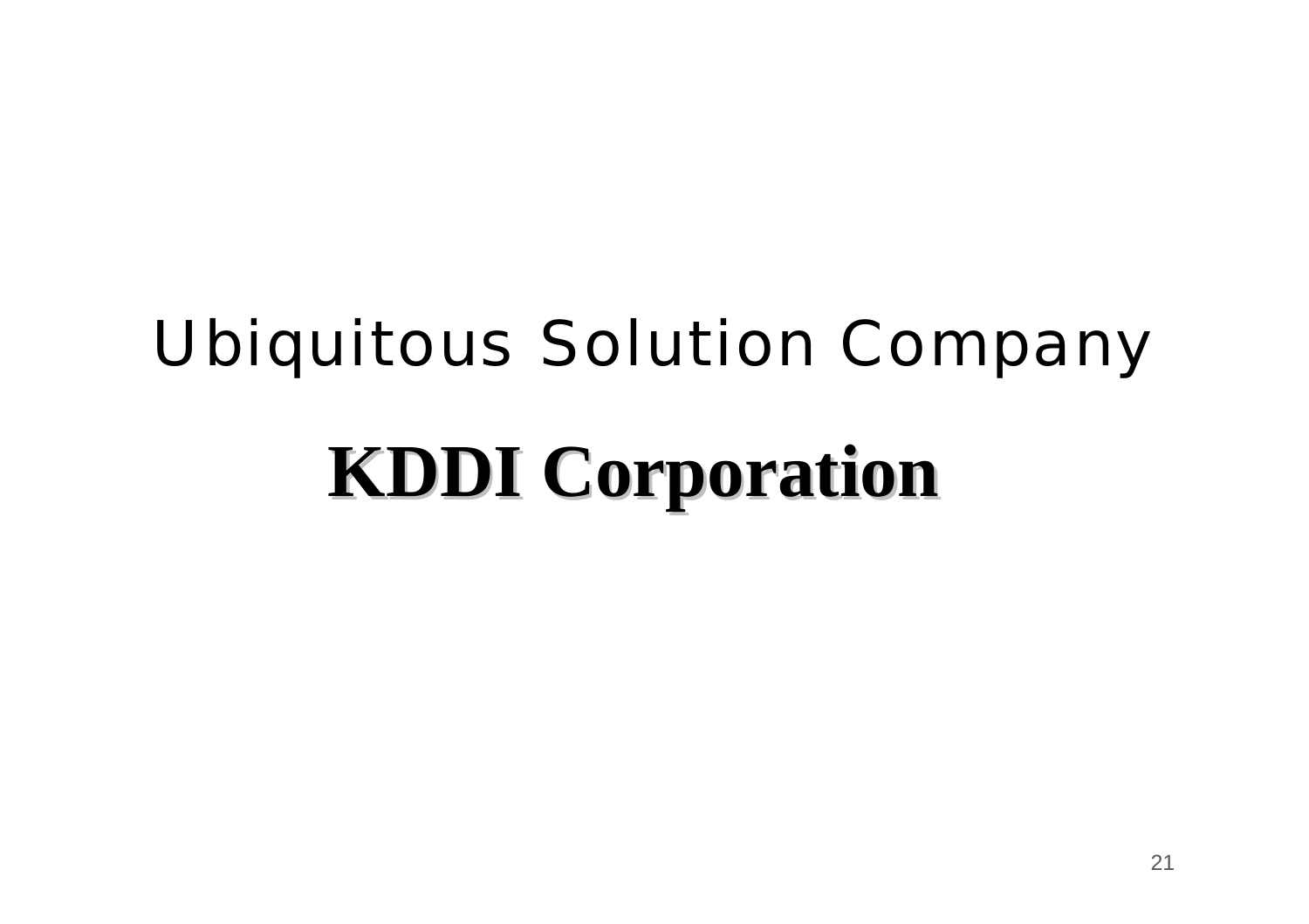Ubiquitous Solution Company

# KDDI Corporation